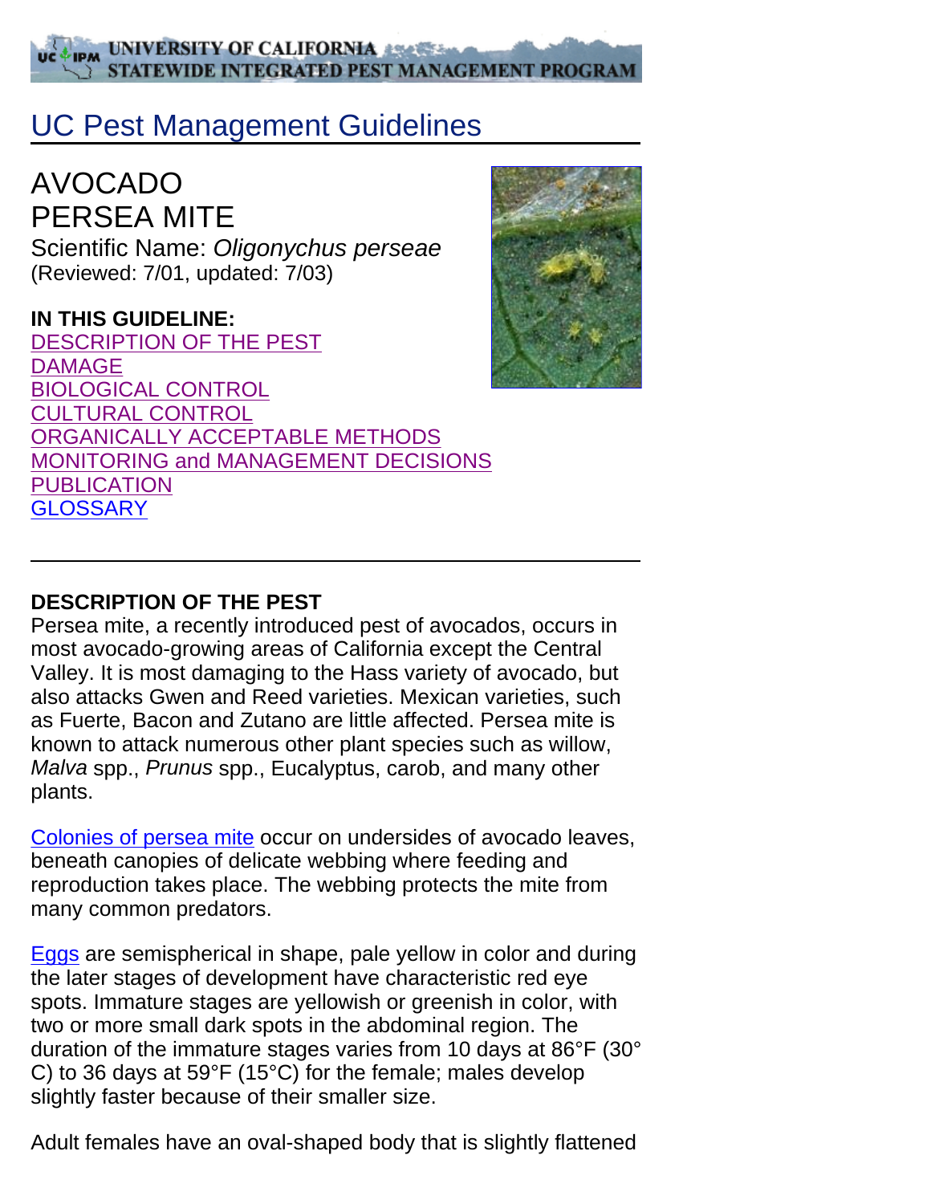UNIVERSITY OF CALIFORNIA STATEWIDE INTEGRATED PEST MANAGEMENT PROGRAM

# UC Pest Management Guidelines

## AVOCADO
## PERSEA MITE

Scientific Name: *Oligonychus perseae*
(Reviewed: 7/01, updated: 7/03)

**IN THIS GUIDELINE:**

- DESCRIPTION OF THE PEST
- DAMAGE
- BIOLOGICAL CONTROL
- CULTURAL CONTROL
- ORGANICALLY ACCEPTABLE METHODS
- MONITORING and MANAGEMENT DECISIONS
- PUBLICATION
- GLOSSARY

---

**DESCRIPTION OF THE PEST**

Persea mite, a recently introduced pest of avocados, occurs in most avocado-growing areas of California except the Central Valley. It is most damaging to the Hass variety of avocado, but also attacks Gwen and Reed varieties. Mexican varieties, such as Fuerte, Bacon and Zutano are little affected. Persea mite is known to attack numerous other plant species such as willow, *Malva* spp., *Prunus* spp., Eucalyptus, carob, and many other plants.

Colonies of persea mite occur on undersides of avocado leaves, beneath canopies of delicate webbing where feeding and reproduction takes place. The webbing protects the mite from many common predators.

Eggs are semispherical in shape, pale yellow in color and during the later stages of development have characteristic red eye spots. Immature stages are yellowish or greenish in color, with two or more small dark spots in the abdominal region. The duration of the immature stages varies from 10 days at 86°F (30° C) to 36 days at 59°F (15°C) for the female; males develop slightly faster because of their smaller size.

Adult females have an oval-shaped body that is slightly flattened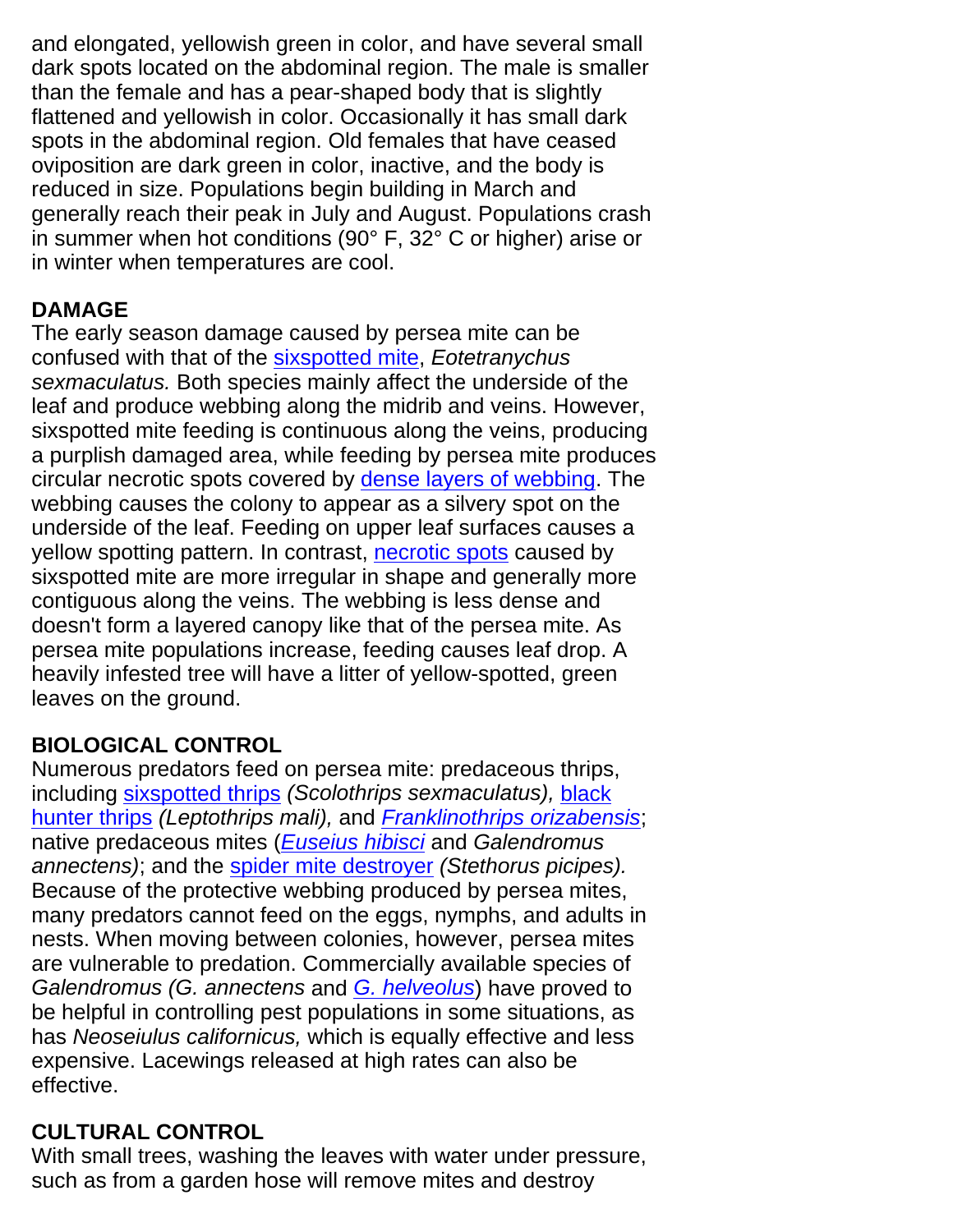and elongated, yellowish green in color, and have several small dark spots located on the abdominal region. The male is smaller than the female and has a pear-shaped body that is slightly flattened and yellowish in color. Occasionally it has small dark spots in the abdominal region. Old females that have ceased oviposition are dark green in color, inactive, and the body is reduced in size. Populations begin building in March and generally reach their peak in July and August. Populations crash in summer when hot conditions (90° F, 32° C or higher) arise or in winter when temperatures are cool.

## DAMAGE

The early season damage caused by persea mite can be confused with that of the sixspotted mite, *Eotetranychus sexmaculatus.* Both species mainly affect the underside of the leaf and produce webbing along the midrib and veins. However, sixspotted mite feeding is continuous along the veins, producing a purplish damaged area, while feeding by persea mite produces circular necrotic spots covered by dense layers of webbing. The webbing causes the colony to appear as a silvery spot on the underside of the leaf. Feeding on upper leaf surfaces causes a yellow spotting pattern. In contrast, necrotic spots caused by sixspotted mite are more irregular in shape and generally more contiguous along the veins. The webbing is less dense and doesn't form a layered canopy like that of the persea mite. As persea mite populations increase, feeding causes leaf drop. A heavily infested tree will have a litter of yellow-spotted, green leaves on the ground.

## BIOLOGICAL CONTROL

Numerous predators feed on persea mite: predaceous thrips, including sixspotted thrips *(Scolothrips sexmaculatus),* black hunter thrips *(Leptothrips mali),* and *Franklinothrips orizabensis*; native predaceous mites (*Euseius hibisci* and *Galendromus annectens)*; and the spider mite destroyer *(Stethorus picipes).* Because of the protective webbing produced by persea mites, many predators cannot feed on the eggs, nymphs, and adults in nests. When moving between colonies, however, persea mites are vulnerable to predation. Commercially available species of *Galendromus (G. annectens* and *G. helveolus*) have proved to be helpful in controlling pest populations in some situations, as has *Neoseiulus californicus,* which is equally effective and less expensive. Lacewings released at high rates can also be effective.

## CULTURAL CONTROL

With small trees, washing the leaves with water under pressure, such as from a garden hose will remove mites and destroy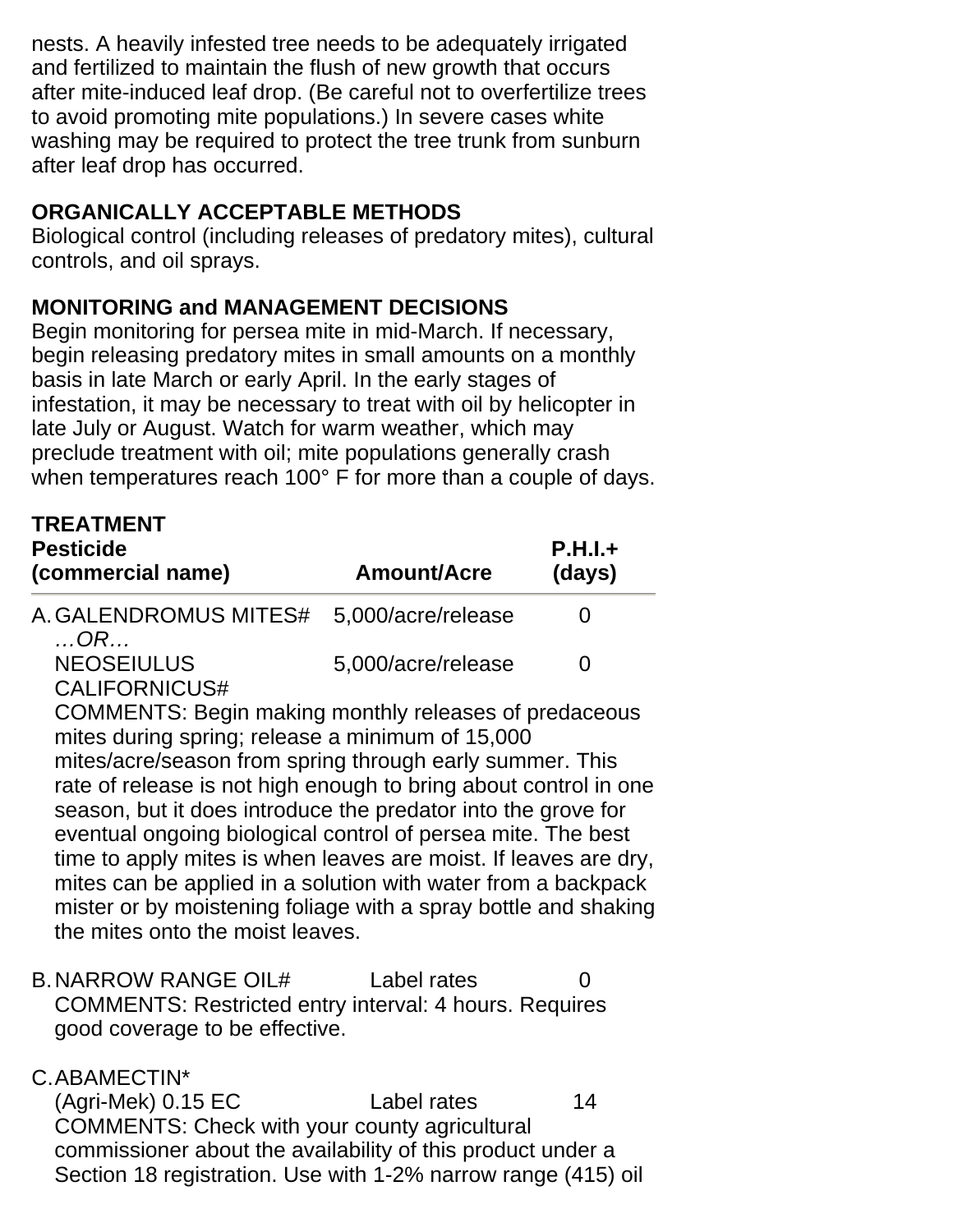nests. A heavily infested tree needs to be adequately irrigated and fertilized to maintain the flush of new growth that occurs after mite-induced leaf drop. (Be careful not to overfertilize trees to avoid promoting mite populations.) In severe cases white washing may be required to protect the tree trunk from sunburn after leaf drop has occurred.

**ORGANICALLY ACCEPTABLE METHODS**

Biological control (including releases of predatory mites), cultural controls, and oil sprays.

**MONITORING and MANAGEMENT DECISIONS**

Begin monitoring for persea mite in mid-March. If necessary, begin releasing predatory mites in small amounts on a monthly basis in late March or early April. In the early stages of infestation, it may be necessary to treat with oil by helicopter in late July or August. Watch for warm weather, which may preclude treatment with oil; mite populations generally crash when temperatures reach 100° F for more than a couple of days.

**TREATMENT**

| Pesticide (commercial name) | Amount/Acre | P.H.I.+ (days) |
|---|---|---|
| A. GALENDROMUS MITES# | 5,000/acre/release | 0 |
| *…OR…* | | |
| NEOSEIULUS CALIFORNICUS# | 5,000/acre/release | 0 |

COMMENTS: Begin making monthly releases of predaceous mites during spring; release a minimum of 15,000 mites/acre/season from spring through early summer. This rate of release is not high enough to bring about control in one season, but it does introduce the predator into the grove for eventual ongoing biological control of persea mite. The best time to apply mites is when leaves are moist. If leaves are dry, mites can be applied in a solution with water from a backpack mister or by moistening foliage with a spray bottle and shaking the mites onto the moist leaves.

| Pesticide (commercial name) | Amount/Acre | P.H.I.+ (days) |
|---|---|---|
| B. NARROW RANGE OIL# | Label rates | 0 |

COMMENTS: Restricted entry interval: 4 hours. Requires good coverage to be effective.

| Pesticide (commercial name) | Amount/Acre | P.H.I.+ (days) |
|---|---|---|
| C. ABAMECTIN* (Agri-Mek) 0.15 EC | Label rates | 14 |

COMMENTS: Check with your county agricultural commissioner about the availability of this product under a Section 18 registration. Use with 1-2% narrow range (415) oil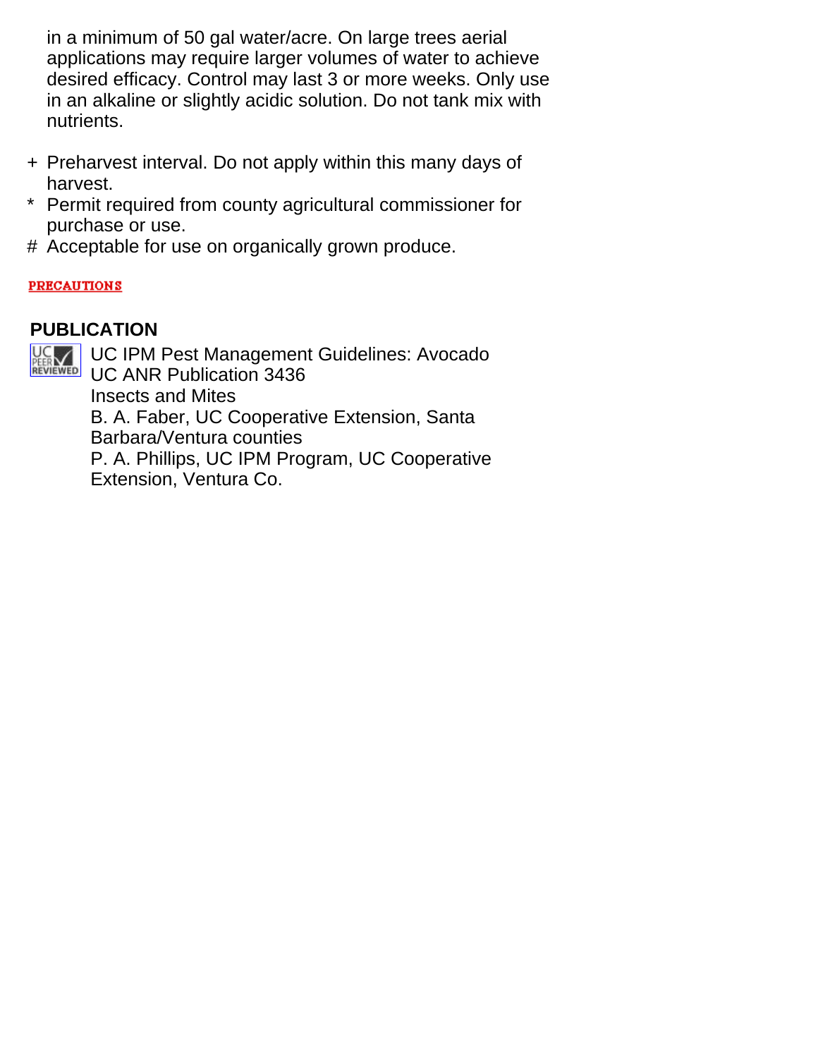in a minimum of 50 gal water/acre. On large trees aerial applications may require larger volumes of water to achieve desired efficacy. Control may last 3 or more weeks. Only use in an alkaline or slightly acidic solution. Do not tank mix with nutrients.

+ Preharvest interval. Do not apply within this many days of harvest.
* Permit required from county agricultural commissioner for purchase or use.
# Acceptable for use on organically grown produce.

PRECAUTIONS

**PUBLICATION**

UC IPM Pest Management Guidelines: Avocado
UC ANR Publication 3436
Insects and Mites
B. A. Faber, UC Cooperative Extension, Santa Barbara/Ventura counties
P. A. Phillips, UC IPM Program, UC Cooperative Extension, Ventura Co.